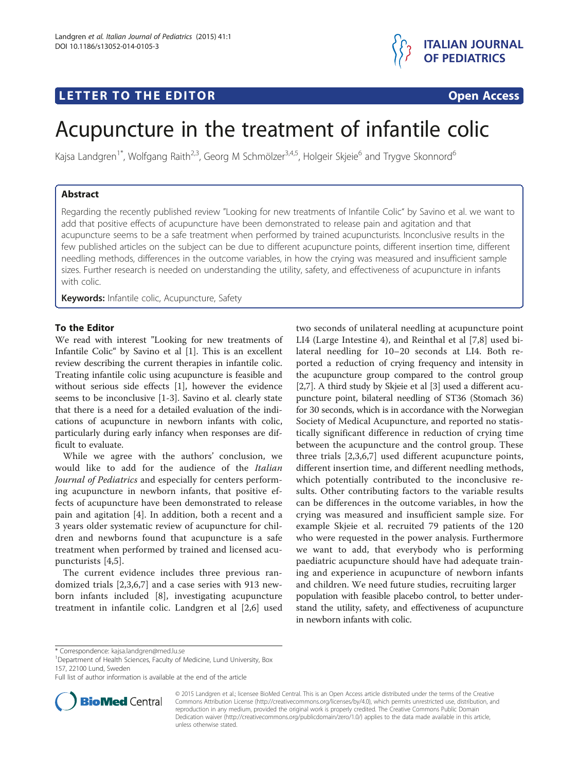LETTER TO THE EDITOR Open Access

# Acupuncture in the treatment of infantile colic

Kajsa Landgren[1*], Wolfgang Raith[2,3], Georg M Schmölzer[3,4,5], Holgeir Skjeie[6] and Trygve Skonnord[6]

## Abstract

Regarding the recently published review "Looking for new treatments of Infantile Colic" by Savino et al. we want to add that positive effects of acupuncture have been demonstrated to release pain and agitation and that acupuncture seems to be a safe treatment when performed by trained acupuncturists. Inconclusive results in the few published articles on the subject can be due to different acupuncture points, different insertion time, different needling methods, differences in the outcome variables, in how the crying was measured and insufficient sample sizes. Further research is needed on understanding the utility, safety, and effectiveness of acupuncture in infants with colic.

**Keywords:** Infantile colic, Acupuncture, Safety

### To the Editor

We read with interest "Looking for new treatments of Infantile Colic" by Savino et al [1]. This is an excellent review describing the current therapies in infantile colic. Treating infantile colic using acupuncture is feasible and without serious side effects [1], however the evidence seems to be inconclusive [1-3]. Savino et al. clearly state that there is a need for a detailed evaluation of the indications of acupuncture in newborn infants with colic, particularly during early infancy when responses are difficult to evaluate.

While we agree with the authors' conclusion, we would like to add for the audience of the *Italian Journal of Pediatrics* and especially for centers performing acupuncture in newborn infants, that positive effects of acupuncture have been demonstrated to release pain and agitation [4]. In addition, both a recent and a 3 years older systematic review of acupuncture for children and newborns found that acupuncture is a safe treatment when performed by trained and licensed acupuncturists [4,5].

The current evidence includes three previous randomized trials [2,3,6,7] and a case series with 913 newborn infants included [8], investigating acupuncture treatment in infantile colic. Landgren et al [2,6] used two seconds of unilateral needling at acupuncture point LI4 (Large Intestine 4), and Reinthal et al [7,8] used bilateral needling for 10–20 seconds at LI4. Both reported a reduction of crying frequency and intensity in the acupuncture group compared to the control group [2,7]. A third study by Skjeie et al [3] used a different acupuncture point, bilateral needling of ST36 (Stomach 36) for 30 seconds, which is in accordance with the Norwegian Society of Medical Acupuncture, and reported no statistically significant difference in reduction of crying time between the acupuncture and the control group. These three trials [2,3,6,7] used different acupuncture points, different insertion time, and different needling methods, which potentially contributed to the inconclusive results. Other contributing factors to the variable results can be differences in the outcome variables, in how the crying was measured and insufficient sample size. For example Skjeie et al. recruited 79 patients of the 120 who were requested in the power analysis. Furthermore we want to add, that everybody who is performing paediatric acupuncture should have had adequate training and experience in acupuncture of newborn infants and children. We need future studies, recruiting larger population with feasible placebo control, to better understand the utility, safety, and effectiveness of acupuncture in newborn infants with colic.

\* Correspondence: kajsa.landgren@med.lu.se
[1]Department of Health Sciences, Faculty of Medicine, Lund University, Box 157, 22100 Lund, Sweden
Full list of author information is available at the end of the article

© 2015 Landgren et al.; licensee BioMed Central. This is an Open Access article distributed under the terms of the Creative Commons Attribution License (http://creativecommons.org/licenses/by/4.0), which permits unrestricted use, distribution, and reproduction in any medium, provided the original work is properly credited. The Creative Commons Public Domain Dedication waiver (http://creativecommons.org/publicdomain/zero/1.0/) applies to the data made available in this article, unless otherwise stated.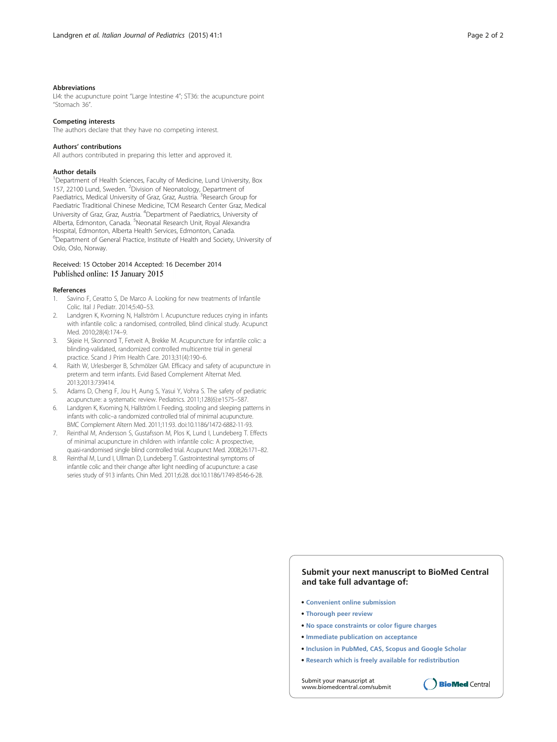### Abbreviations

LI4: the acupuncture point "Large Intestine 4"; ST36: the acupuncture point "Stomach 36".

### Competing interests

The authors declare that they have no competing interest.

### Authors' contributions

All authors contributed in preparing this letter and approved it.

### Author details

[1]Department of Health Sciences, Faculty of Medicine, Lund University, Box 157, 22100 Lund, Sweden. [2]Division of Neonatology, Department of Paediatrics, Medical University of Graz, Graz, Austria. [3]Research Group for Paediatric Traditional Chinese Medicine, TCM Research Center Graz, Medical University of Graz, Graz, Austria. [4]Department of Paediatrics, University of Alberta, Edmonton, Canada. [5]Neonatal Research Unit, Royal Alexandra Hospital, Edmonton, Alberta Health Services, Edmonton, Canada. [6]Department of General Practice, Institute of Health and Society, University of Oslo, Oslo, Norway.

Received: 15 October 2014 Accepted: 16 December 2014
Published online: 15 January 2015

### References

1. Savino F, Ceratto S, De Marco A. Looking for new treatments of Infantile Colic. Ital J Pediatr. 2014;5:40–53.
2. Landgren K, Kvorning N, Hallström I. Acupuncture reduces crying in infants with infantile colic: a randomised, controlled, blind clinical study. Acupunct Med. 2010;28(4):174–9.
3. Skjeie H, Skonnord T, Fetveit A, Brekke M. Acupuncture for infantile colic: a blinding-validated, randomized controlled multicentre trial in general practice. Scand J Prim Health Care. 2013;31(4):190–6.
4. Raith W, Urlesberger B, Schmölzer GM. Efficacy and safety of acupuncture in preterm and term infants. Evid Based Complement Alternat Med. 2013;2013:739414.
5. Adams D, Cheng F, Jou H, Aung S, Yasui Y, Vohra S. The safety of pediatric acupuncture: a systematic review. Pediatrics. 2011;128(6):e1575–587.
6. Landgren K, Kvorning N, Hallström I. Feeding, stooling and sleeping patterns in infants with colic–a randomized controlled trial of minimal acupuncture. BMC Complement Altern Med. 2011;11:93. doi:10.1186/1472-6882-11-93.
7. Reinthal M, Andersson S, Gustafsson M, Plos K, Lund I, Lundeberg T. Effects of minimal acupuncture in children with infantile colic: A prospective, quasi-randomised single blind controlled trial. Acupunct Med. 2008;26:171–82.
8. Reinthal M, Lund I, Ullman D, Lundeberg T. Gastrointestinal symptoms of infantile colic and their change after light needling of acupuncture: a case series study of 913 infants. Chin Med. 2011;6:28. doi:10.1186/1749-8546-6-28.

**Submit your next manuscript to BioMed Central and take full advantage of:**

- Convenient online submission
- Thorough peer review
- No space constraints or color figure charges
- Immediate publication on acceptance
- Inclusion in PubMed, CAS, Scopus and Google Scholar
- Research which is freely available for redistribution

Submit your manuscript at www.biomedcentral.com/submit

BioMed Central